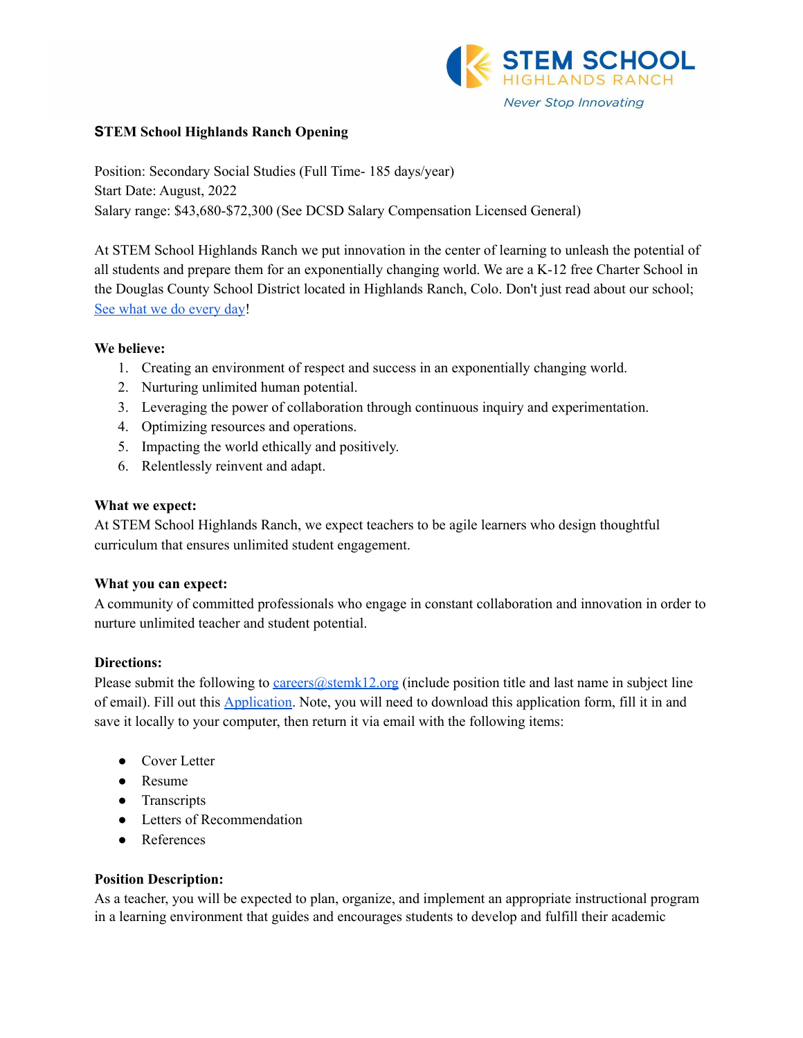STEM SCHOOL
HIGHLANDS RANCH
*Never Stop Innovating*

**STEM School Highlands Ranch Opening**

Position: Secondary Social Studies (Full Time- 185 days/year)
Start Date: August, 2022
Salary range: $43,680-$72,300 (See DCSD Salary Compensation Licensed General)

At STEM School Highlands Ranch we put innovation in the center of learning to unleash the potential of all students and prepare them for an exponentially changing world. We are a K-12 free Charter School in the Douglas County School District located in Highlands Ranch, Colo. Don't just read about our school; See what we do every day!

**We believe:**

1. Creating an environment of respect and success in an exponentially changing world.
2. Nurturing unlimited human potential.
3. Leveraging the power of collaboration through continuous inquiry and experimentation.
4. Optimizing resources and operations.
5. Impacting the world ethically and positively.
6. Relentlessly reinvent and adapt.

**What we expect:**
At STEM School Highlands Ranch, we expect teachers to be agile learners who design thoughtful curriculum that ensures unlimited student engagement.

**What you can expect:**
A community of committed professionals who engage in constant collaboration and innovation in order to nurture unlimited teacher and student potential.

**Directions:**
Please submit the following to careers@stemk12.org (include position title and last name in subject line of email). Fill out this Application. Note, you will need to download this application form, fill it in and save it locally to your computer, then return it via email with the following items:

- Cover Letter
- Resume
- Transcripts
- Letters of Recommendation
- References

**Position Description:**
As a teacher, you will be expected to plan, organize, and implement an appropriate instructional program in a learning environment that guides and encourages students to develop and fulfill their academic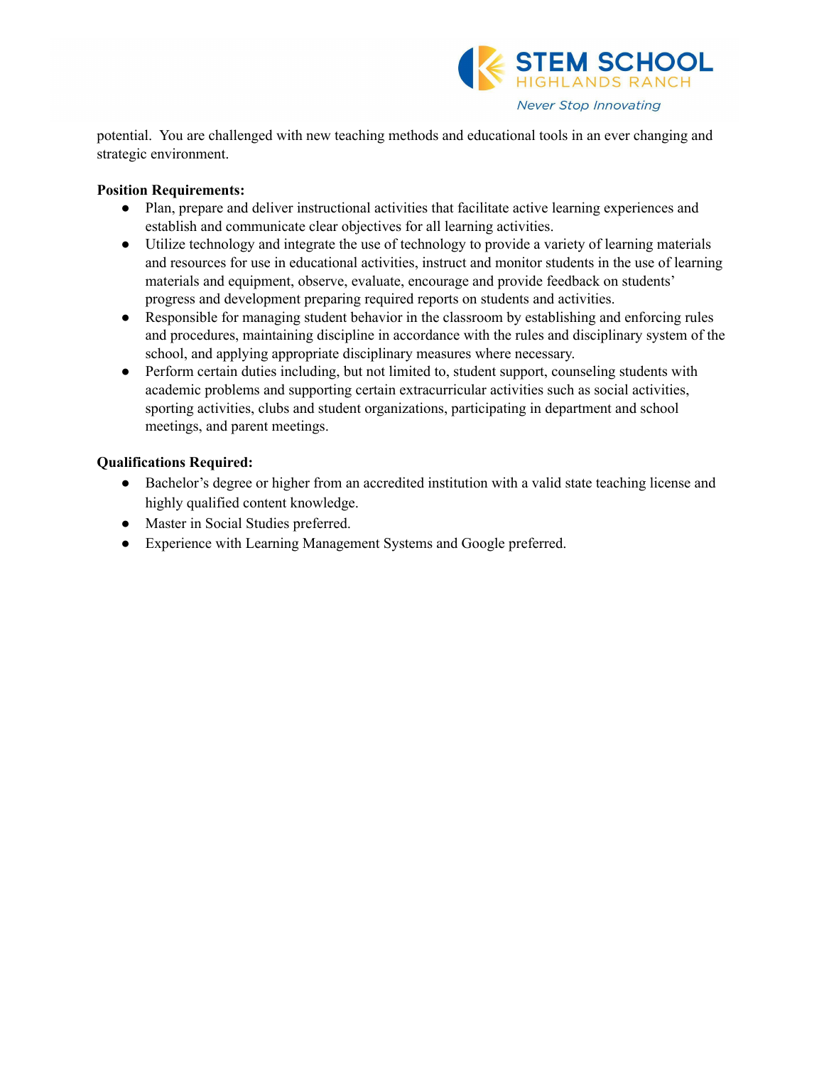potential. You are challenged with new teaching methods and educational tools in an ever changing and strategic environment.

**Position Requirements:**

- Plan, prepare and deliver instructional activities that facilitate active learning experiences and establish and communicate clear objectives for all learning activities.
- Utilize technology and integrate the use of technology to provide a variety of learning materials and resources for use in educational activities, instruct and monitor students in the use of learning materials and equipment, observe, evaluate, encourage and provide feedback on students' progress and development preparing required reports on students and activities.
- Responsible for managing student behavior in the classroom by establishing and enforcing rules and procedures, maintaining discipline in accordance with the rules and disciplinary system of the school, and applying appropriate disciplinary measures where necessary.
- Perform certain duties including, but not limited to, student support, counseling students with academic problems and supporting certain extracurricular activities such as social activities, sporting activities, clubs and student organizations, participating in department and school meetings, and parent meetings.

**Qualifications Required:**

- Bachelor's degree or higher from an accredited institution with a valid state teaching license and highly qualified content knowledge.
- Master in Social Studies preferred.
- Experience with Learning Management Systems and Google preferred.